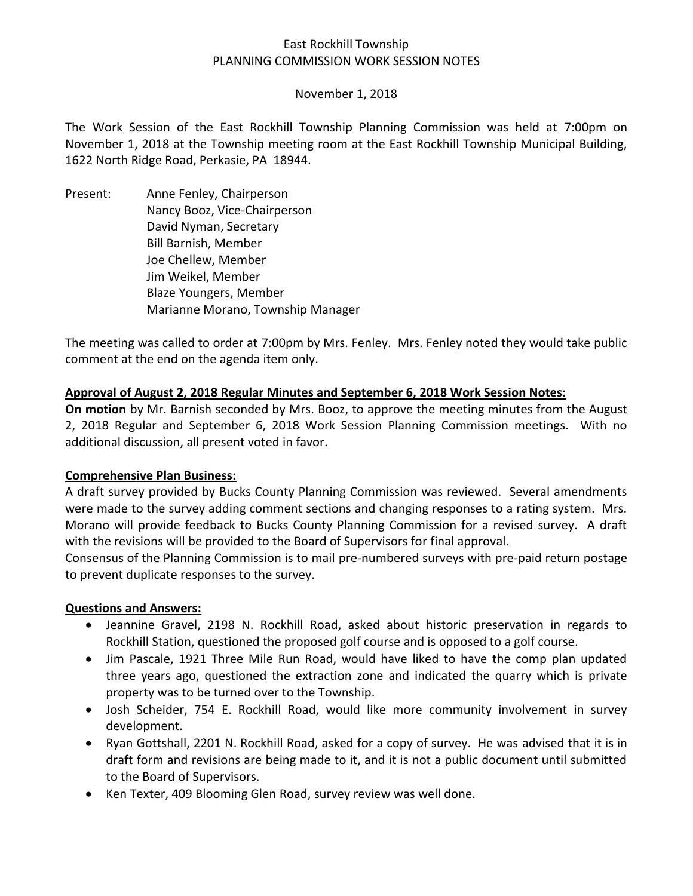East Rockhill Township
PLANNING COMMISSION WORK SESSION NOTES

November 1, 2018

The Work Session of the East Rockhill Township Planning Commission was held at 7:00pm on November 1, 2018 at the Township meeting room at the East Rockhill Township Municipal Building, 1622 North Ridge Road, Perkasie, PA 18944.

Present:
- Anne Fenley, Chairperson
- Nancy Booz, Vice-Chairperson
- David Nyman, Secretary
- Bill Barnish, Member
- Joe Chellew, Member
- Jim Weikel, Member
- Blaze Youngers, Member
- Marianne Morano, Township Manager

The meeting was called to order at 7:00pm by Mrs. Fenley. Mrs. Fenley noted they would take public comment at the end on the agenda item only.

**Approval of August 2, 2018 Regular Minutes and September 6, 2018 Work Session Notes:**

**On motion** by Mr. Barnish seconded by Mrs. Booz, to approve the meeting minutes from the August 2, 2018 Regular and September 6, 2018 Work Session Planning Commission meetings. With no additional discussion, all present voted in favor.

**Comprehensive Plan Business:**

A draft survey provided by Bucks County Planning Commission was reviewed. Several amendments were made to the survey adding comment sections and changing responses to a rating system. Mrs. Morano will provide feedback to Bucks County Planning Commission for a revised survey. A draft with the revisions will be provided to the Board of Supervisors for final approval.

Consensus of the Planning Commission is to mail pre-numbered surveys with pre-paid return postage to prevent duplicate responses to the survey.

**Questions and Answers:**

- Jeannine Gravel, 2198 N. Rockhill Road, asked about historic preservation in regards to Rockhill Station, questioned the proposed golf course and is opposed to a golf course.
- Jim Pascale, 1921 Three Mile Run Road, would have liked to have the comp plan updated three years ago, questioned the extraction zone and indicated the quarry which is private property was to be turned over to the Township.
- Josh Scheider, 754 E. Rockhill Road, would like more community involvement in survey development.
- Ryan Gottshall, 2201 N. Rockhill Road, asked for a copy of survey. He was advised that it is in draft form and revisions are being made to it, and it is not a public document until submitted to the Board of Supervisors.
- Ken Texter, 409 Blooming Glen Road, survey review was well done.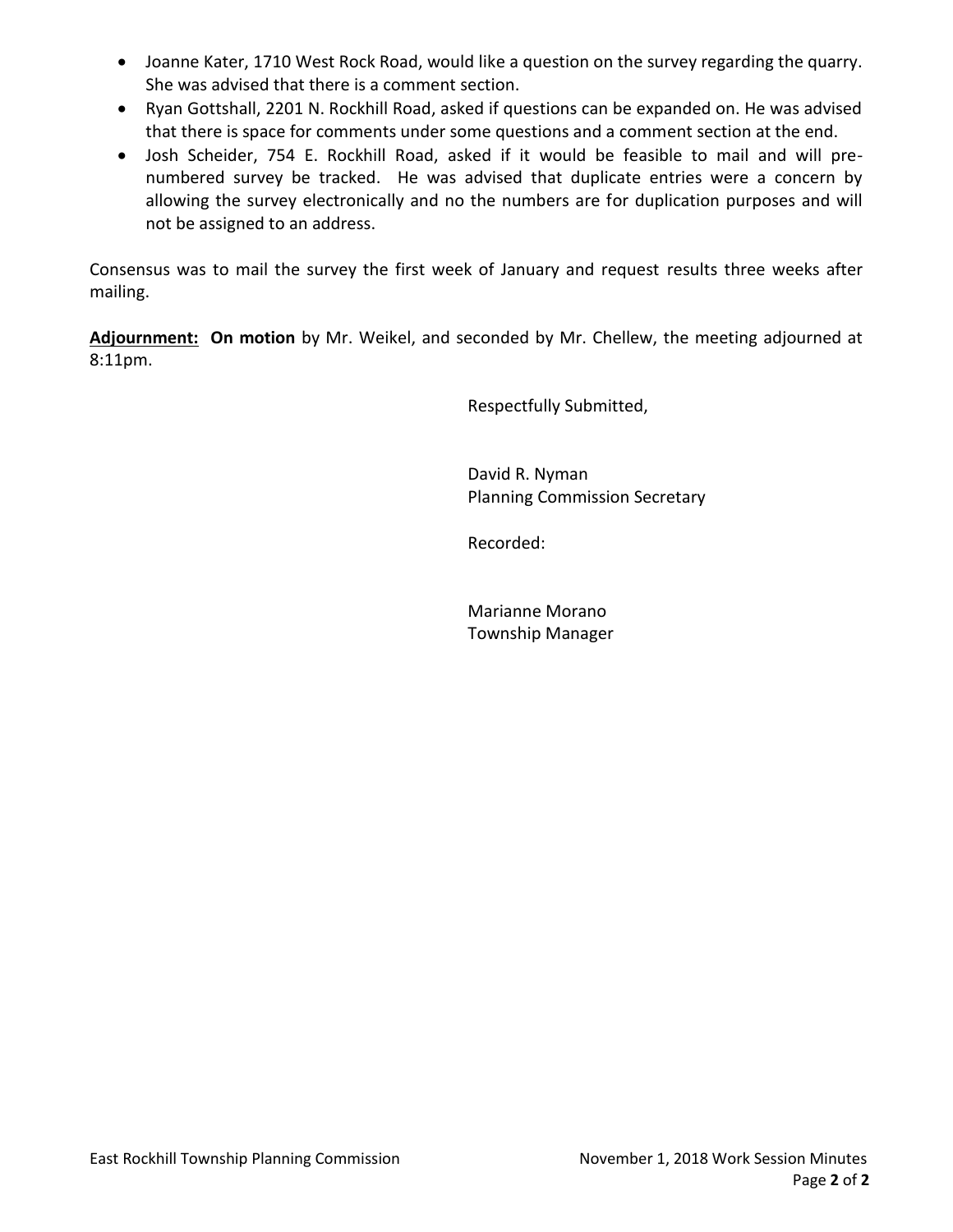- Joanne Kater, 1710 West Rock Road, would like a question on the survey regarding the quarry. She was advised that there is a comment section.
- Ryan Gottshall, 2201 N. Rockhill Road, asked if questions can be expanded on. He was advised that there is space for comments under some questions and a comment section at the end.
- Josh Scheider, 754 E. Rockhill Road, asked if it would be feasible to mail and will pre-numbered survey be tracked. He was advised that duplicate entries were a concern by allowing the survey electronically and no the numbers are for duplication purposes and will not be assigned to an address.

Consensus was to mail the survey the first week of January and request results three weeks after mailing.

**Adjournment: On motion** by Mr. Weikel, and seconded by Mr. Chellew, the meeting adjourned at 8:11pm.

Respectfully Submitted,

David R. Nyman
Planning Commission Secretary

Recorded:

Marianne Morano
Township Manager